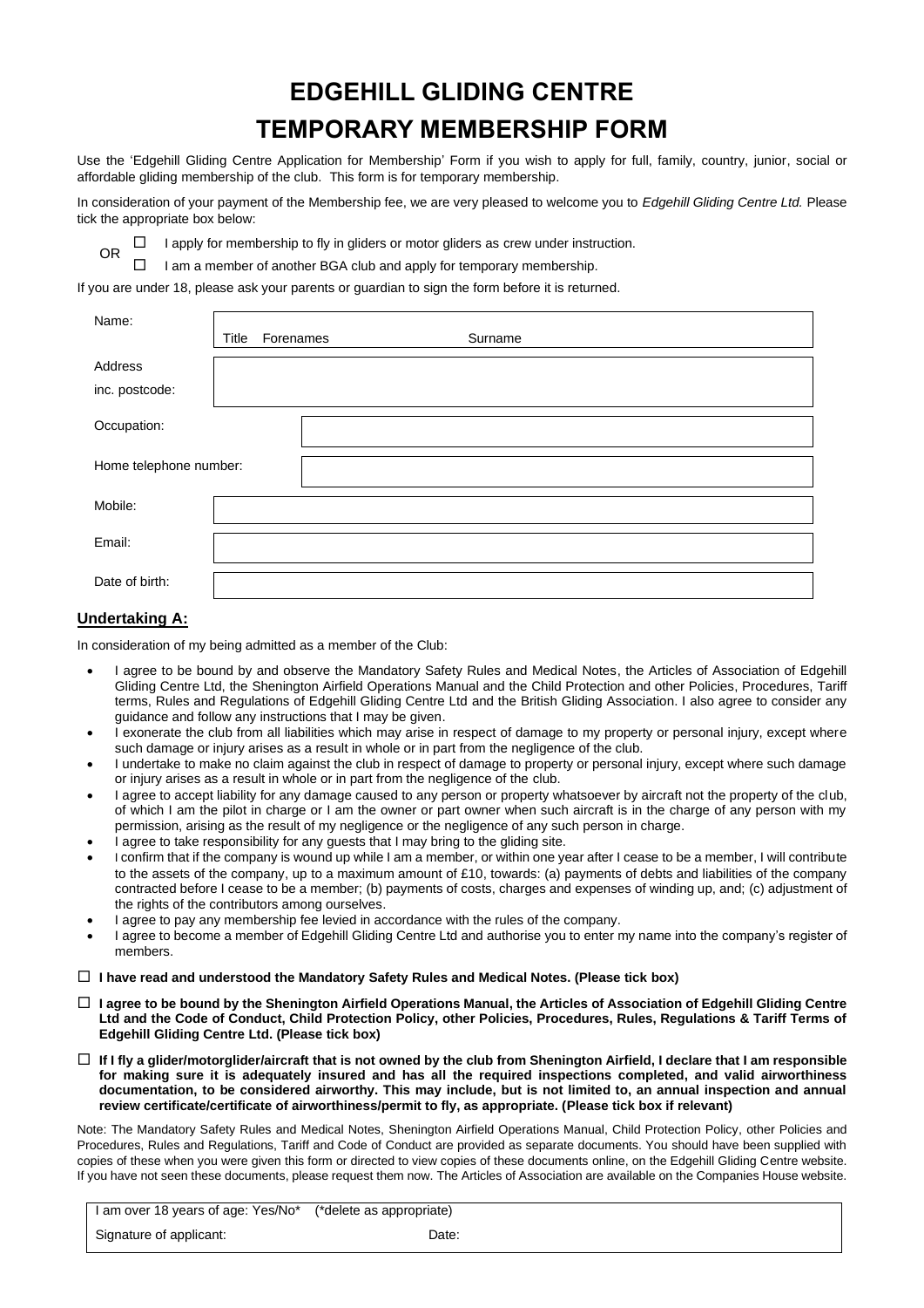# EDGEHILL GLIDING CENTRE

# TEMPORARY MEMBERSHIP FORM

Use the 'Edgehill Gliding Centre Application for Membership' Form if you wish to apply for full, family, country, junior, social or affordable gliding membership of the club. This form is for temporary membership.

In consideration of your payment of the Membership fee, we are very pleased to welcome you to *Edgehill Gliding Centre Ltd.* Please tick the appropriate box below:

☐ I apply for membership to fly in gliders or motor gliders as crew under instruction.

OR

☐ I am a member of another BGA club and apply for temporary membership.

If you are under 18, please ask your parents or guardian to sign the form before it is returned.

| | |
|---|---|
| Name: | Title Forenames Surname |
| Address inc. postcode: | |
| Occupation: | |
| Home telephone number: | |
| Mobile: | |
| Email: | |
| Date of birth: | |

## Undertaking A:

In consideration of my being admitted as a member of the Club:

- I agree to be bound by and observe the Mandatory Safety Rules and Medical Notes, the Articles of Association of Edgehill Gliding Centre Ltd, the Shenington Airfield Operations Manual and the Child Protection and other Policies, Procedures, Tariff terms, Rules and Regulations of Edgehill Gliding Centre Ltd and the British Gliding Association. I also agree to consider any guidance and follow any instructions that I may be given.
- I exonerate the club from all liabilities which may arise in respect of damage to my property or personal injury, except where such damage or injury arises as a result in whole or in part from the negligence of the club.
- I undertake to make no claim against the club in respect of damage to property or personal injury, except where such damage or injury arises as a result in whole or in part from the negligence of the club.
- I agree to accept liability for any damage caused to any person or property whatsoever by aircraft not the property of the club, of which I am the pilot in charge or I am the owner or part owner when such aircraft is in the charge of any person with my permission, arising as the result of my negligence or the negligence of any such person in charge.
- I agree to take responsibility for any guests that I may bring to the gliding site.
- I confirm that if the company is wound up while I am a member, or within one year after I cease to be a member, I will contribute to the assets of the company, up to a maximum amount of £10, towards: (a) payments of debts and liabilities of the company contracted before I cease to be a member; (b) payments of costs, charges and expenses of winding up, and; (c) adjustment of the rights of the contributors among ourselves.
- I agree to pay any membership fee levied in accordance with the rules of the company.
- I agree to become a member of Edgehill Gliding Centre Ltd and authorise you to enter my name into the company's register of members.

☐ **I have read and understood the Mandatory Safety Rules and Medical Notes. (Please tick box)**

☐ **I agree to be bound by the Shenington Airfield Operations Manual, the Articles of Association of Edgehill Gliding Centre Ltd and the Code of Conduct, Child Protection Policy, other Policies, Procedures, Rules, Regulations & Tariff Terms of Edgehill Gliding Centre Ltd. (Please tick box)**

☐ **If I fly a glider/motorglider/aircraft that is not owned by the club from Shenington Airfield, I declare that I am responsible for making sure it is adequately insured and has all the required inspections completed, and valid airworthiness documentation, to be considered airworthy. This may include, but is not limited to, an annual inspection and annual review certificate/certificate of airworthiness/permit to fly, as appropriate. (Please tick box if relevant)**

Note: The Mandatory Safety Rules and Medical Notes, Shenington Airfield Operations Manual, Child Protection Policy, other Policies and Procedures, Rules and Regulations, Tariff and Code of Conduct are provided as separate documents. You should have been supplied with copies of these when you were given this form or directed to view copies of these documents online, on the Edgehill Gliding Centre website. If you have not seen these documents, please request them now. The Articles of Association are available on the Companies House website.

| | |
|---|---|
| I am over 18 years of age: Yes/No* (*delete as appropriate) | |
| Signature of applicant: | Date: |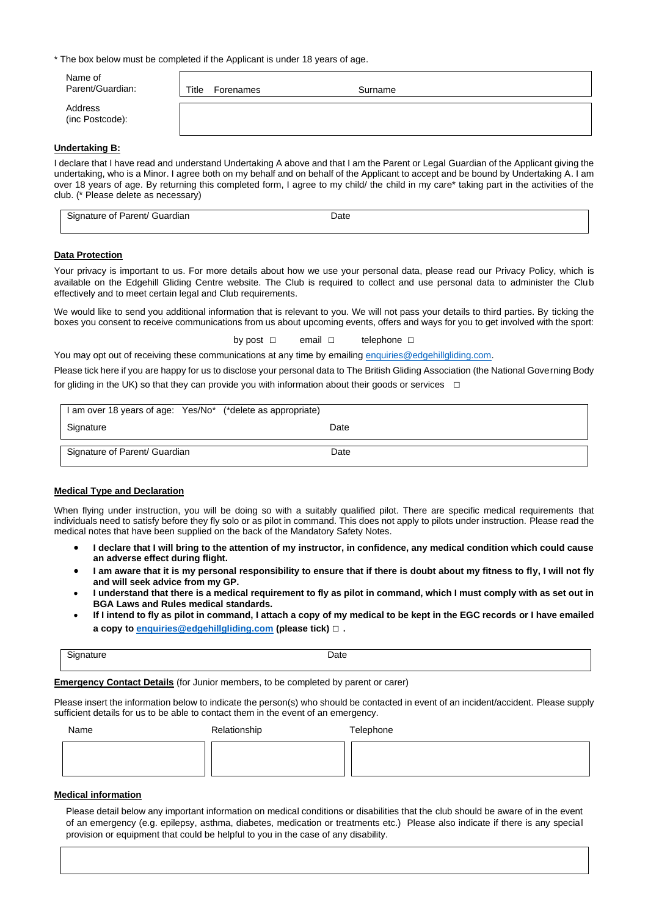* The box below must be completed if the Applicant is under 18 years of age.

| | |
|---|---|
| Name of Parent/Guardian: | Title Forenames Surname |
| Address (inc Postcode): | |

**Undertaking B:**

I declare that I have read and understand Undertaking A above and that I am the Parent or Legal Guardian of the Applicant giving the undertaking, who is a Minor. I agree both on my behalf and on behalf of the Applicant to accept and be bound by Undertaking A. I am over 18 years of age. By returning this completed form, I agree to my child/ the child in my care* taking part in the activities of the club. (* Please delete as necessary)

| | |
|---|---|
| Signature of Parent/ Guardian | Date |

**Data Protection**

Your privacy is important to us. For more details about how we use your personal data, please read our Privacy Policy, which is available on the Edgehill Gliding Centre website. The Club is required to collect and use personal data to administer the Club effectively and to meet certain legal and Club requirements.

We would like to send you additional information that is relevant to you. We will not pass your details to third parties. By ticking the boxes you consent to receive communications from us about upcoming events, offers and ways for you to get involved with the sport:

by post □ email □ telephone □

You may opt out of receiving these communications at any time by emailing enquiries@edgehillgliding.com.

Please tick here if you are happy for us to disclose your personal data to The British Gliding Association (the National Governing Body for gliding in the UK) so that they can provide you with information about their goods or services □

| | |
|---|---|
| I am over 18 years of age: Yes/No* (*delete as appropriate) | |
| Signature | Date |
| Signature of Parent/ Guardian | Date |

**Medical Type and Declaration**

When flying under instruction, you will be doing so with a suitably qualified pilot. There are specific medical requirements that individuals need to satisfy before they fly solo or as pilot in command. This does not apply to pilots under instruction. Please read the medical notes that have been supplied on the back of the Mandatory Safety Notes.

- **I declare that I will bring to the attention of my instructor, in confidence, any medical condition which could cause an adverse effect during flight.**
- **I am aware that it is my personal responsibility to ensure that if there is doubt about my fitness to fly, I will not fly and will seek advice from my GP.**
- **I understand that there is a medical requirement to fly as pilot in command, which I must comply with as set out in BGA Laws and Rules medical standards.**
- **If I intend to fly as pilot in command, I attach a copy of my medical to be kept in the EGC records or I have emailed a copy to enquiries@edgehillgliding.com (please tick) □ .**

| | |
|---|---|
| Signature | Date |

**Emergency Contact Details** (for Junior members, to be completed by parent or carer)

Please insert the information below to indicate the person(s) who should be contacted in event of an incident/accident. Please supply sufficient details for us to be able to contact them in the event of an emergency.

| Name | Relationship | Telephone |
|---|---|---|
| | | |

**Medical information**

Please detail below any important information on medical conditions or disabilities that the club should be aware of in the event of an emergency (e.g. epilepsy, asthma, diabetes, medication or treatments etc.) Please also indicate if there is any special provision or equipment that could be helpful to you in the case of any disability.